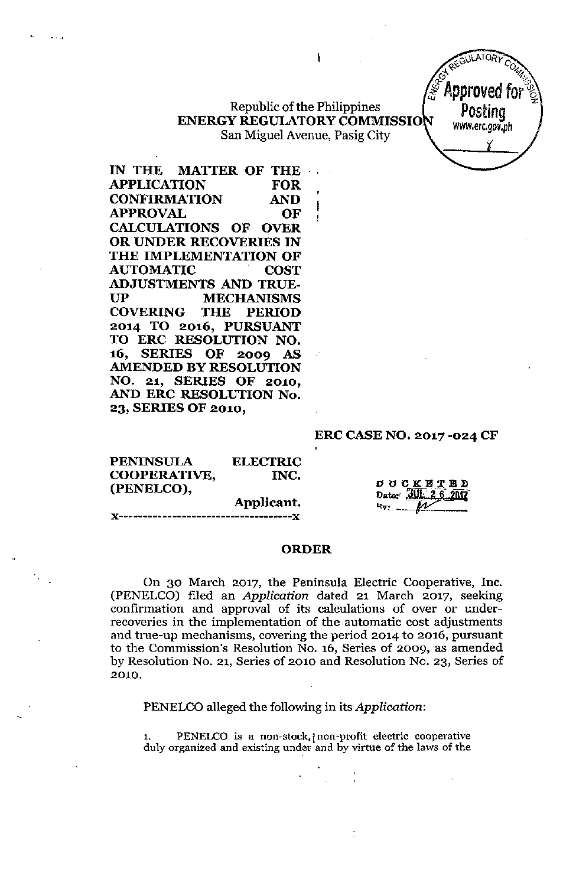Republic of the Philippines
**ENERGY REGULATORY COMMISSION**
San Miguel Avenue, Pasig City

**IN THE MATTER OF THE APPLICATION FOR CONFIRMATION AND APPROVAL OF CALCULATIONS OF OVER OR UNDER RECOVERIES IN THE IMPLEMENTATION OF AUTOMATIC COST ADJUSTMENTS AND TRUE-UP MECHANISMS COVERING THE PERIOD 2014 TO 2016, PURSUANT TO ERC RESOLUTION NO. 16, SERIES OF 2009 AS AMENDED BY RESOLUTION NO. 21, SERIES OF 2010, AND ERC RESOLUTION No. 23, SERIES OF 2010,**

**ERC CASE NO. 2017-024 CF**

**PENINSULA ELECTRIC COOPERATIVE, INC. (PENELCO),**
Applicant.
x----------------------------------------x

DOCKETED
Date: JUL 26 2017

## ORDER

On 30 March 2017, the Peninsula Electric Cooperative, Inc. (PENELCO) filed an *Application* dated 21 March 2017, seeking confirmation and approval of its calculations of over or under-recoveries in the implementation of the automatic cost adjustments and true-up mechanisms, covering the period 2014 to 2016, pursuant to the Commission's Resolution No. 16, Series of 2009, as amended by Resolution No. 21, Series of 2010 and Resolution No. 23, Series of 2010.

PENELCO alleged the following in its *Application*:

1. PENELCO is a non-stock, non-profit electric cooperative duly organized and existing under and by virtue of the laws of the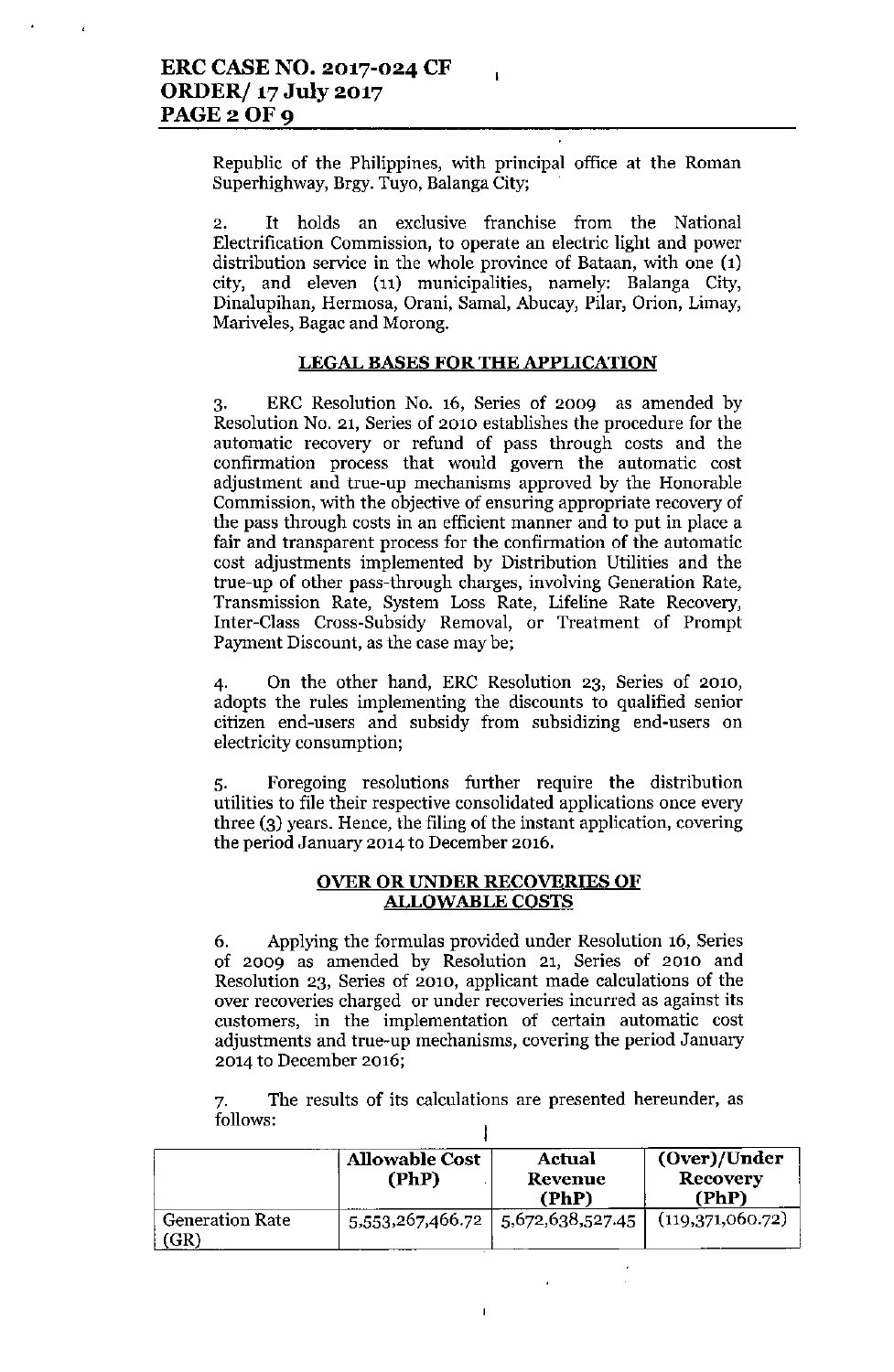Republic of the Philippines, with principal office at the Roman Superhighway, Brgy. Tuyo, Balanga City;

2. It holds an exclusive franchise from the National Electrification Commission, to operate an electric light and power distribution service in the whole province of Bataan, with one (1) city, and eleven (11) municipalities, namely: Balanga City, Dinalupihan, Hermosa, Orani, Samal, Abucay, Pilar, Orion, Limay, Mariveles, Bagac and Morong.

**LEGAL BASES FOR THE APPLICATION**

3. ERC Resolution No. 16, Series of 2009 as amended by Resolution No. 21, Series of 2010 establishes the procedure for the automatic recovery or refund of pass through costs and the confirmation process that would govern the automatic cost adjustment and true-up mechanisms approved by the Honorable Commission, with the objective of ensuring appropriate recovery of the pass through costs in an efficient manner and to put in place a fair and transparent process for the confirmation of the automatic cost adjustments implemented by Distribution Utilities and the true-up of other pass-through charges, involving Generation Rate, Transmission Rate, System Loss Rate, Lifeline Rate Recovery, Inter-Class Cross-Subsidy Removal, or Treatment of Prompt Payment Discount, as the case may be;

4. On the other hand, ERC Resolution 23, Series of 2010, adopts the rules implementing the discounts to qualified senior citizen end-users and subsidy from subsidizing end-users on electricity consumption;

5. Foregoing resolutions further require the distribution utilities to file their respective consolidated applications once every three (3) years. Hence, the filing of the instant application, covering the period January 2014 to December 2016.

**OVER OR UNDER RECOVERIES OF ALLOWABLE COSTS**

6. Applying the formulas provided under Resolution 16, Series of 2009 as amended by Resolution 21, Series of 2010 and Resolution 23, Series of 2010, applicant made calculations of the over recoveries charged or under recoveries incurred as against its customers, in the implementation of certain automatic cost adjustments and true-up mechanisms, covering the period January 2014 to December 2016;

7. The results of its calculations are presented hereunder, as follows:

| | Allowable Cost (PhP) | Actual Revenue (PhP) | (Over)/Under Recovery (PhP) |
|---|---|---|---|
| Generation Rate (GR) | 5,553,267,466.72 | 5,672,638,527.45 | (119,371,060.72) |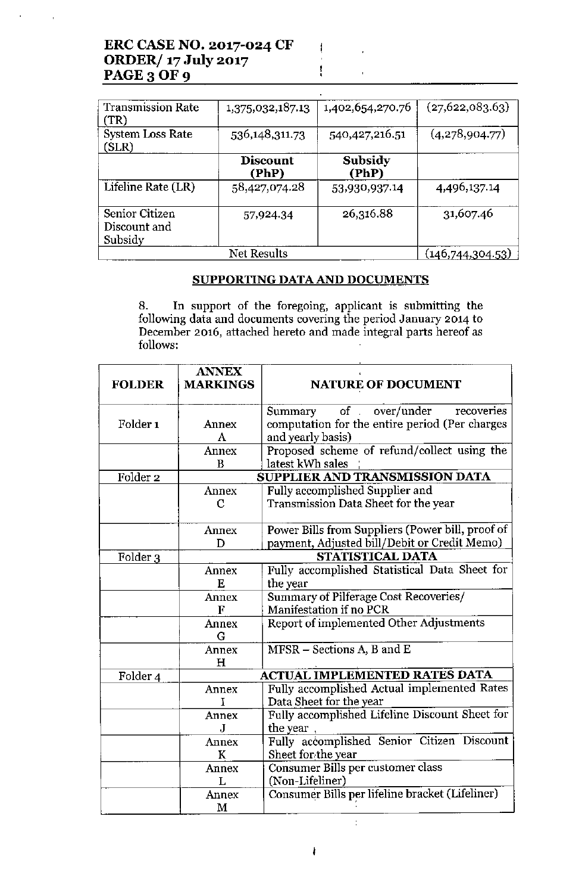| | | | |
|---|---|---|---|
| Transmission Rate (TR) | 1,375,032,187.13 | 1,402,654,270.76 | (27,622,083.63) |
| System Loss Rate (SLR) | 536,148,311.73 | 540,427,216.51 | (4,278,904.77) |
| | **Discount (PhP)** | **Subsidy (PhP)** | |
| Lifeline Rate (LR) | 58,427,074.28 | 53,930,937.14 | 4,496,137.14 |
| Senior Citizen Discount and Subsidy | 57,924.34 | 26,316.88 | 31,607.46 |
| Net Results | | | (146,744,304.53) |

## SUPPORTING DATA AND DOCUMENTS

8. In support of the foregoing, applicant is submitting the following data and documents covering the period January 2014 to December 2016, attached hereto and made integral parts hereof as follows:

| FOLDER | ANNEX MARKINGS | NATURE OF DOCUMENT |
|---|---|---|
| Folder 1 | Annex A | Summary of over/under recoveries computation for the entire period (Per charges and yearly basis) |
| | Annex B | Proposed scheme of refund/collect using the latest kWh sales |
| Folder 2 | | **SUPPLIER AND TRANSMISSION DATA** |
| | Annex C | Fully accomplished Supplier and Transmission Data Sheet for the year |
| | Annex D | Power Bills from Suppliers (Power bill, proof of payment, Adjusted bill/Debit or Credit Memo) |
| Folder 3 | | **STATISTICAL DATA** |
| | Annex E | Fully accomplished Statistical Data Sheet for the year |
| | Annex F | Summary of Pilferage Cost Recoveries/ Manifestation if no PCR |
| | Annex G | Report of implemented Other Adjustments |
| | Annex H | MFSR – Sections A, B and E |
| Folder 4 | | **ACTUAL IMPLEMENTED RATES DATA** |
| | Annex I | Fully accomplished Actual implemented Rates Data Sheet for the year |
| | Annex J | Fully accomplished Lifeline Discount Sheet for the year |
| | Annex K | Fully accomplished Senior Citizen Discount Sheet for the year |
| | Annex L | Consumer Bills per customer class (Non-Lifeliner) |
| | Annex M | Consumer Bills per lifeline bracket (Lifeliner) |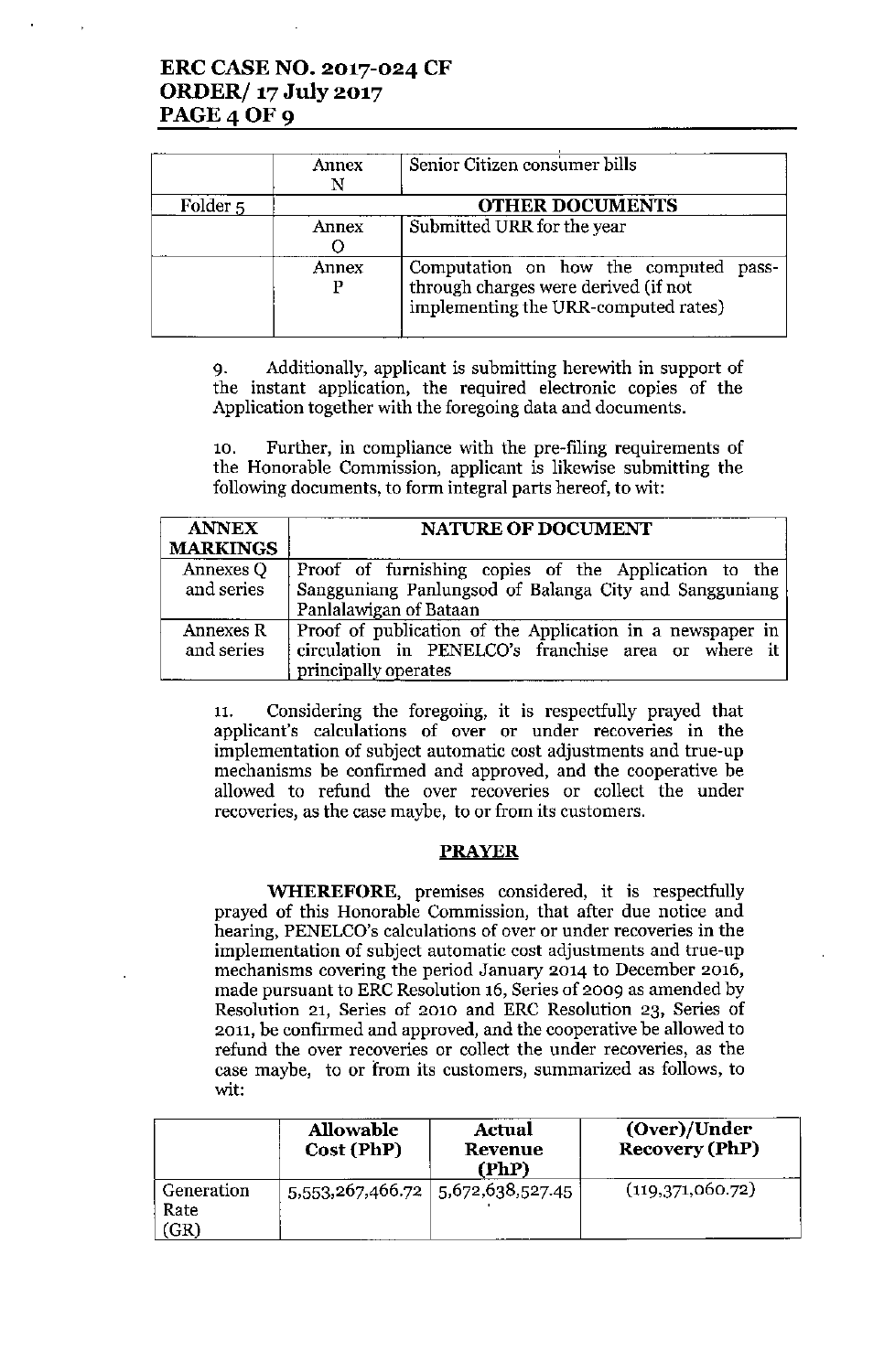| | Annex N | Senior Citizen consumer bills |
|---|---|---|
| Folder 5 | | **OTHER DOCUMENTS** |
| | Annex O | Submitted URR for the year |
| | Annex P | Computation on how the computed pass-through charges were derived (if not implementing the URR-computed rates) |

9. Additionally, applicant is submitting herewith in support of the instant application, the required electronic copies of the Application together with the foregoing data and documents.

10. Further, in compliance with the pre-filing requirements of the Honorable Commission, applicant is likewise submitting the following documents, to form integral parts hereof, to wit:

| ANNEX MARKINGS | NATURE OF DOCUMENT |
|---|---|
| Annexes Q and series | Proof of furnishing copies of the Application to the Sangguniang Panlungsod of Balanga City and Sangguniang Panlalawigan of Bataan |
| Annexes R and series | Proof of publication of the Application in a newspaper in circulation in PENELCO's franchise area or where it principally operates |

11. Considering the foregoing, it is respectfully prayed that applicant's calculations of over or under recoveries in the implementation of subject automatic cost adjustments and true-up mechanisms be confirmed and approved, and the cooperative be allowed to refund the over recoveries or collect the under recoveries, as the case maybe, to or from its customers.

## PRAYER

**WHEREFORE**, premises considered, it is respectfully prayed of this Honorable Commission, that after due notice and hearing, PENELCO's calculations of over or under recoveries in the implementation of subject automatic cost adjustments and true-up mechanisms covering the period January 2014 to December 2016, made pursuant to ERC Resolution 16, Series of 2009 as amended by Resolution 21, Series of 2010 and ERC Resolution 23, Series of 2011, be confirmed and approved, and the cooperative be allowed to refund the over recoveries or collect the under recoveries, as the case maybe, to or from its customers, summarized as follows, to wit:

| | Allowable Cost (PhP) | Actual Revenue (PhP) | (Over)/Under Recovery (PhP) |
|---|---|---|---|
| Generation Rate (GR) | 5,553,267,466.72 | 5,672,638,527.45 | (119,371,060.72) |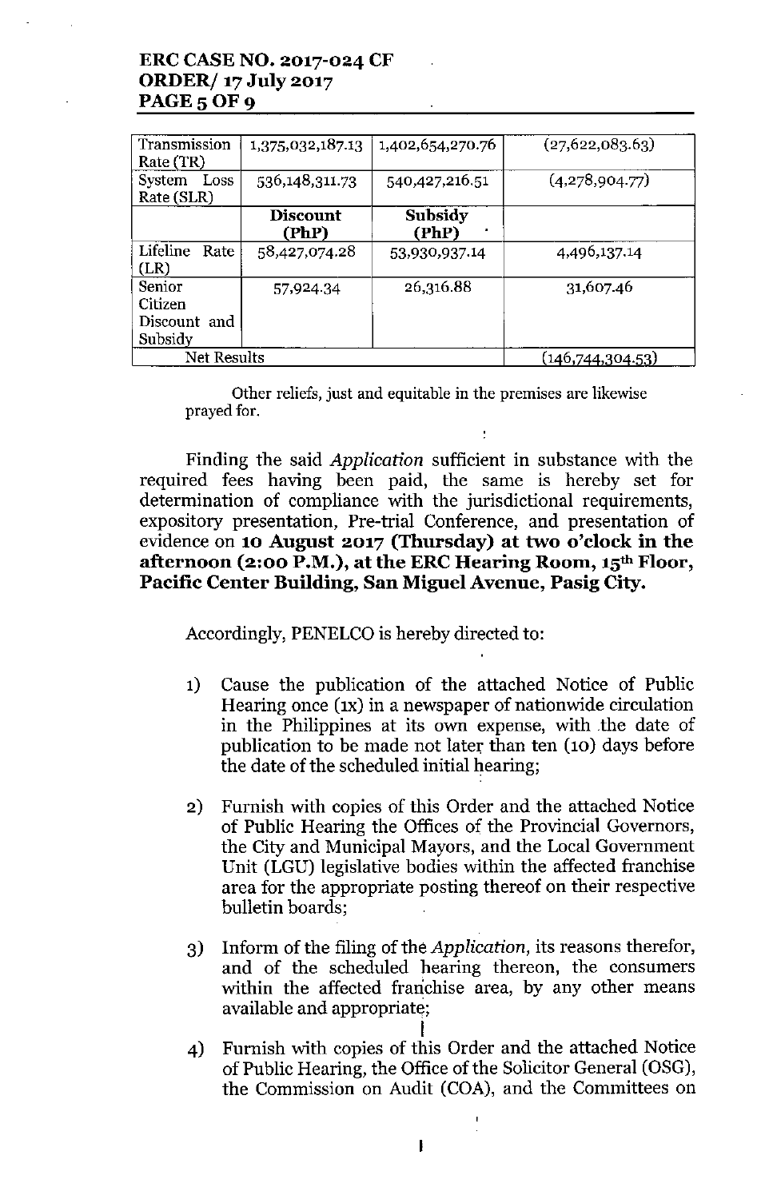| Transmission Rate (TR) | 1,375,032,187.13 | 1,402,654,270.76 | (27,622,083.63) |
|---|---|---|---|
| System Loss Rate (SLR) | 536,148,311.73 | 540,427,216.51 | (4,278,904.77) |
| | **Discount (PhP)** | **Subsidy (PhP)** | |
| Lifeline Rate (LR) | 58,427,074.28 | 53,930,937.14 | 4,496,137.14 |
| Senior Citizen Discount and Subsidy | 57,924.34 | 26,316.88 | 31,607.46 |
| Net Results | | | (146,744,304.53) |

Other reliefs, just and equitable in the premises are likewise prayed for.

Finding the said *Application* sufficient in substance with the required fees having been paid, the same is hereby set for determination of compliance with the jurisdictional requirements, expository presentation, Pre-trial Conference, and presentation of evidence on **10 August 2017 (Thursday) at two o'clock in the afternoon (2:00 P.M.), at the ERC Hearing Room, 15th Floor, Pacific Center Building, San Miguel Avenue, Pasig City.**

Accordingly, PENELCO is hereby directed to:

1) Cause the publication of the attached Notice of Public Hearing once (1x) in a newspaper of nationwide circulation in the Philippines at its own expense, with the date of publication to be made not later than ten (10) days before the date of the scheduled initial hearing;

2) Furnish with copies of this Order and the attached Notice of Public Hearing the Offices of the Provincial Governors, the City and Municipal Mayors, and the Local Government Unit (LGU) legislative bodies within the affected franchise area for the appropriate posting thereof on their respective bulletin boards;

3) Inform of the filing of the *Application*, its reasons therefor, and of the scheduled hearing thereon, the consumers within the affected franchise area, by any other means available and appropriate;

4) Furnish with copies of this Order and the attached Notice of Public Hearing, the Office of the Solicitor General (OSG), the Commission on Audit (COA), and the Committees on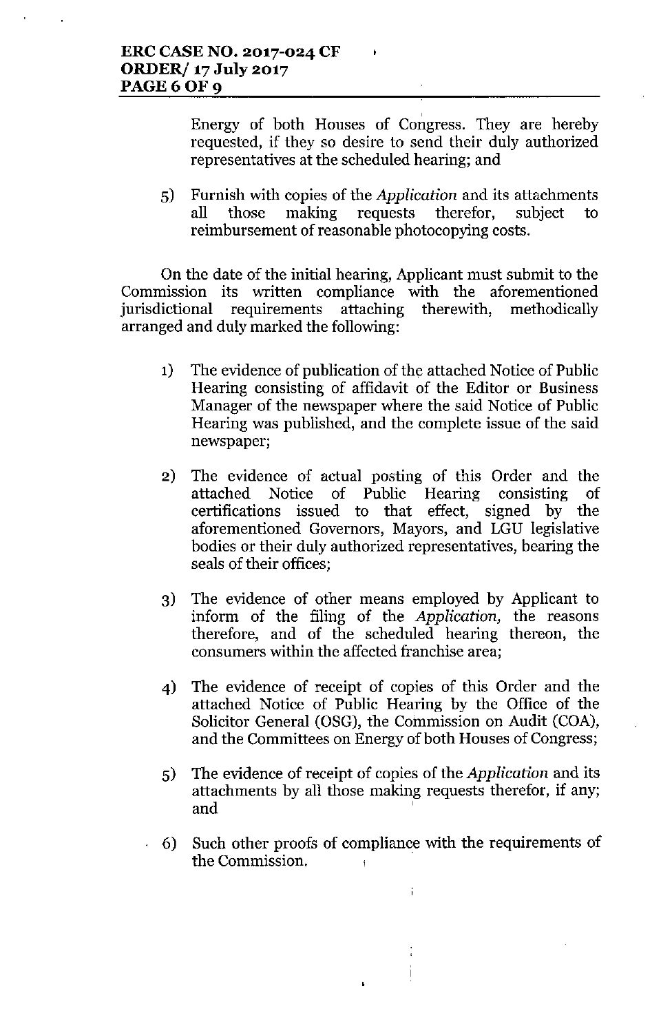Energy of both Houses of Congress. They are hereby requested, if they so desire to send their duly authorized representatives at the scheduled hearing; and

5) Furnish with copies of the *Application* and its attachments all those making requests therefor, subject to reimbursement of reasonable photocopying costs.

On the date of the initial hearing, Applicant must submit to the Commission its written compliance with the aforementioned jurisdictional requirements attaching therewith, methodically arranged and duly marked the following:

1) The evidence of publication of the attached Notice of Public Hearing consisting of affidavit of the Editor or Business Manager of the newspaper where the said Notice of Public Hearing was published, and the complete issue of the said newspaper;

2) The evidence of actual posting of this Order and the attached Notice of Public Hearing consisting of certifications issued to that effect, signed by the aforementioned Governors, Mayors, and LGU legislative bodies or their duly authorized representatives, bearing the seals of their offices;

3) The evidence of other means employed by Applicant to inform of the filing of the *Application,* the reasons therefore, and of the scheduled hearing thereon, the consumers within the affected franchise area;

4) The evidence of receipt of copies of this Order and the attached Notice of Public Hearing by the Office of the Solicitor General (OSG), the Commission on Audit (COA), and the Committees on Energy of both Houses of Congress;

5) The evidence of receipt of copies of the *Application* and its attachments by all those making requests therefor, if any; and

6) Such other proofs of compliance with the requirements of the Commission.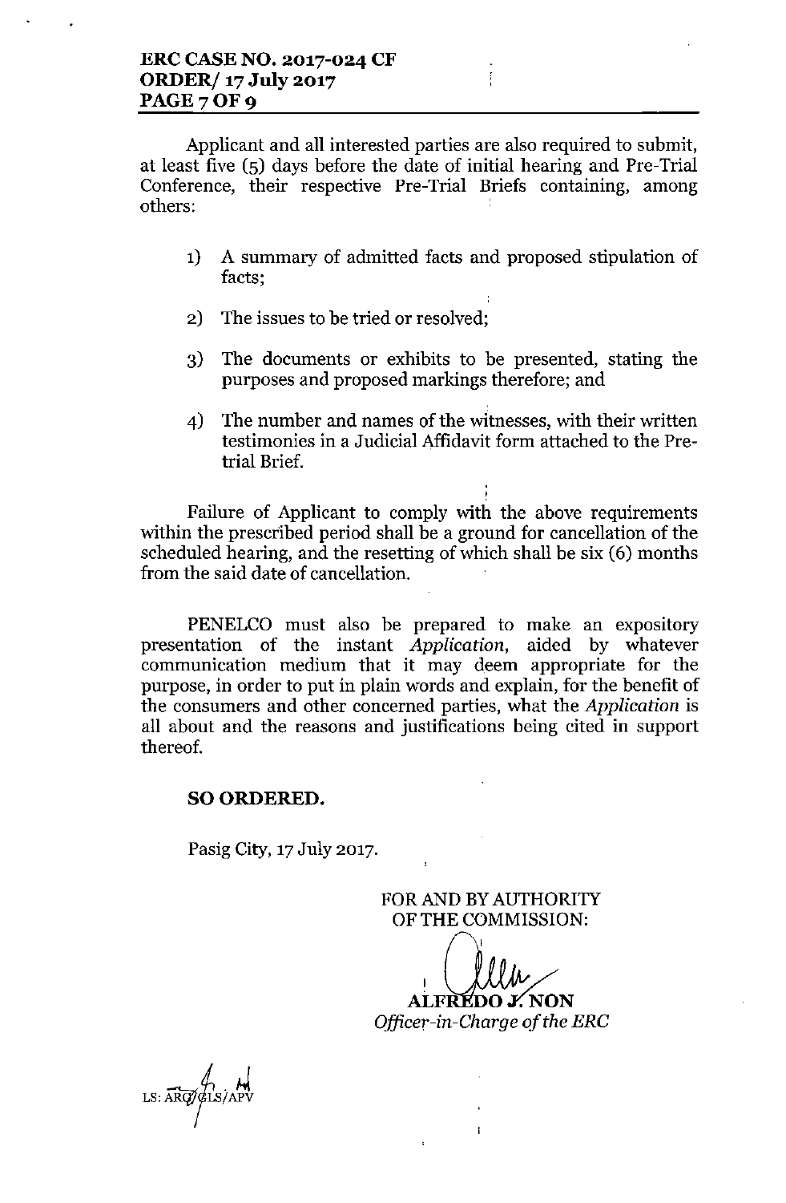Applicant and all interested parties are also required to submit, at least five (5) days before the date of initial hearing and Pre-Trial Conference, their respective Pre-Trial Briefs containing, among others:

1) A summary of admitted facts and proposed stipulation of facts;

2) The issues to be tried or resolved;

3) The documents or exhibits to be presented, stating the purposes and proposed markings therefore; and

4) The number and names of the witnesses, with their written testimonies in a Judicial Affidavit form attached to the Pre-trial Brief.

Failure of Applicant to comply with the above requirements within the prescribed period shall be a ground for cancellation of the scheduled hearing, and the resetting of which shall be six (6) months from the said date of cancellation.

PENELCO must also be prepared to make an expository presentation of the instant *Application*, aided by whatever communication medium that it may deem appropriate for the purpose, in order to put in plain words and explain, for the benefit of the consumers and other concerned parties, what the *Application* is all about and the reasons and justifications being cited in support thereof.

**SO ORDERED.**

Pasig City, 17 July 2017.

FOR AND BY AUTHORITY
OF THE COMMISSION:

**ALFREDO J. NON**
*Officer-in-Charge of the ERC*

LS: ARG/GLS/APV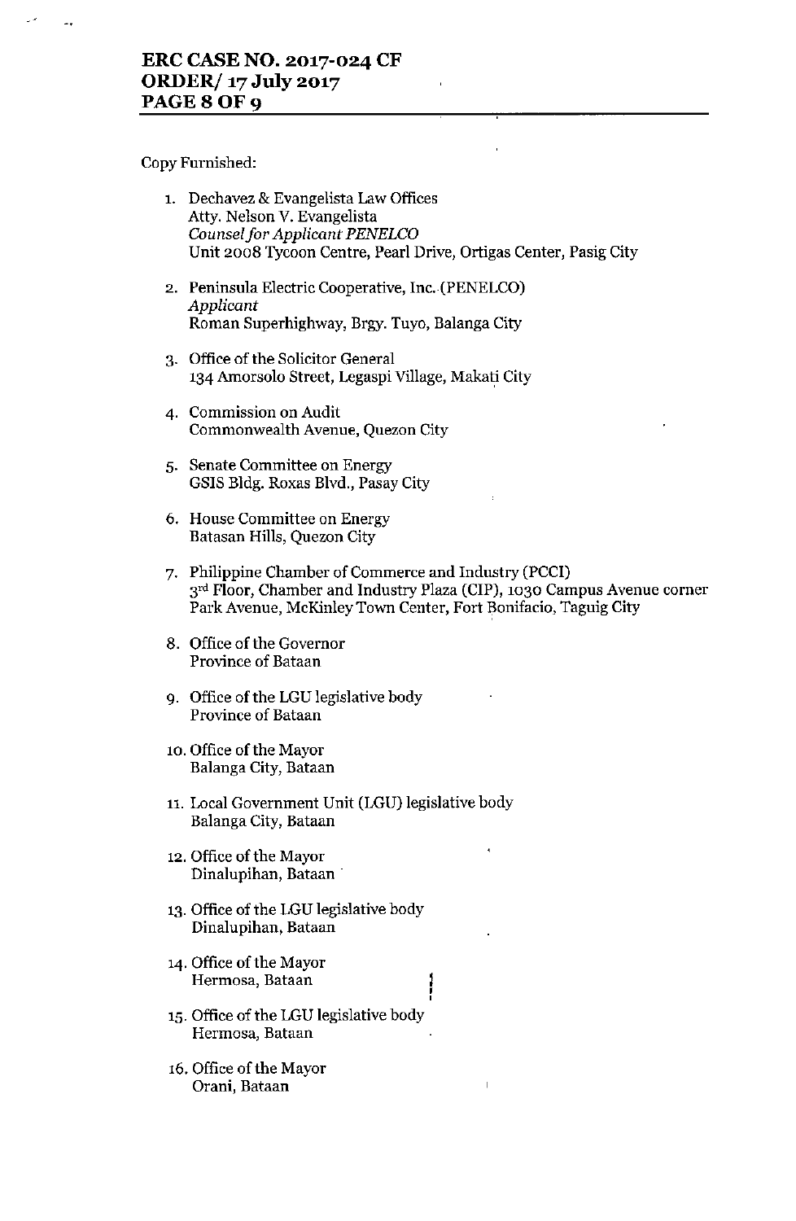Copy Furnished:

1. Dechavez & Evangelista Law Offices
   Atty. Nelson V. Evangelista
   *Counsel for Applicant PENELCO*
   Unit 2008 Tycoon Centre, Pearl Drive, Ortigas Center, Pasig City

2. Peninsula Electric Cooperative, Inc. (PENELCO)
   *Applicant*
   Roman Superhighway, Brgy. Tuyo, Balanga City

3. Office of the Solicitor General
   134 Amorsolo Street, Legaspi Village, Makati City

4. Commission on Audit
   Commonwealth Avenue, Quezon City

5. Senate Committee on Energy
   GSIS Bldg. Roxas Blvd., Pasay City

6. House Committee on Energy
   Batasan Hills, Quezon City

7. Philippine Chamber of Commerce and Industry (PCCI)
   3rd Floor, Chamber and Industry Plaza (CIP), 1030 Campus Avenue corner Park Avenue, McKinley Town Center, Fort Bonifacio, Taguig City

8. Office of the Governor
   Province of Bataan

9. Office of the LGU legislative body
   Province of Bataan

10. Office of the Mayor
    Balanga City, Bataan

11. Local Government Unit (LGU) legislative body
    Balanga City, Bataan

12. Office of the Mayor
    Dinalupihan, Bataan

13. Office of the LGU legislative body
    Dinalupihan, Bataan

14. Office of the Mayor
    Hermosa, Bataan

15. Office of the LGU legislative body
    Hermosa, Bataan

16. Office of the Mayor
    Orani, Bataan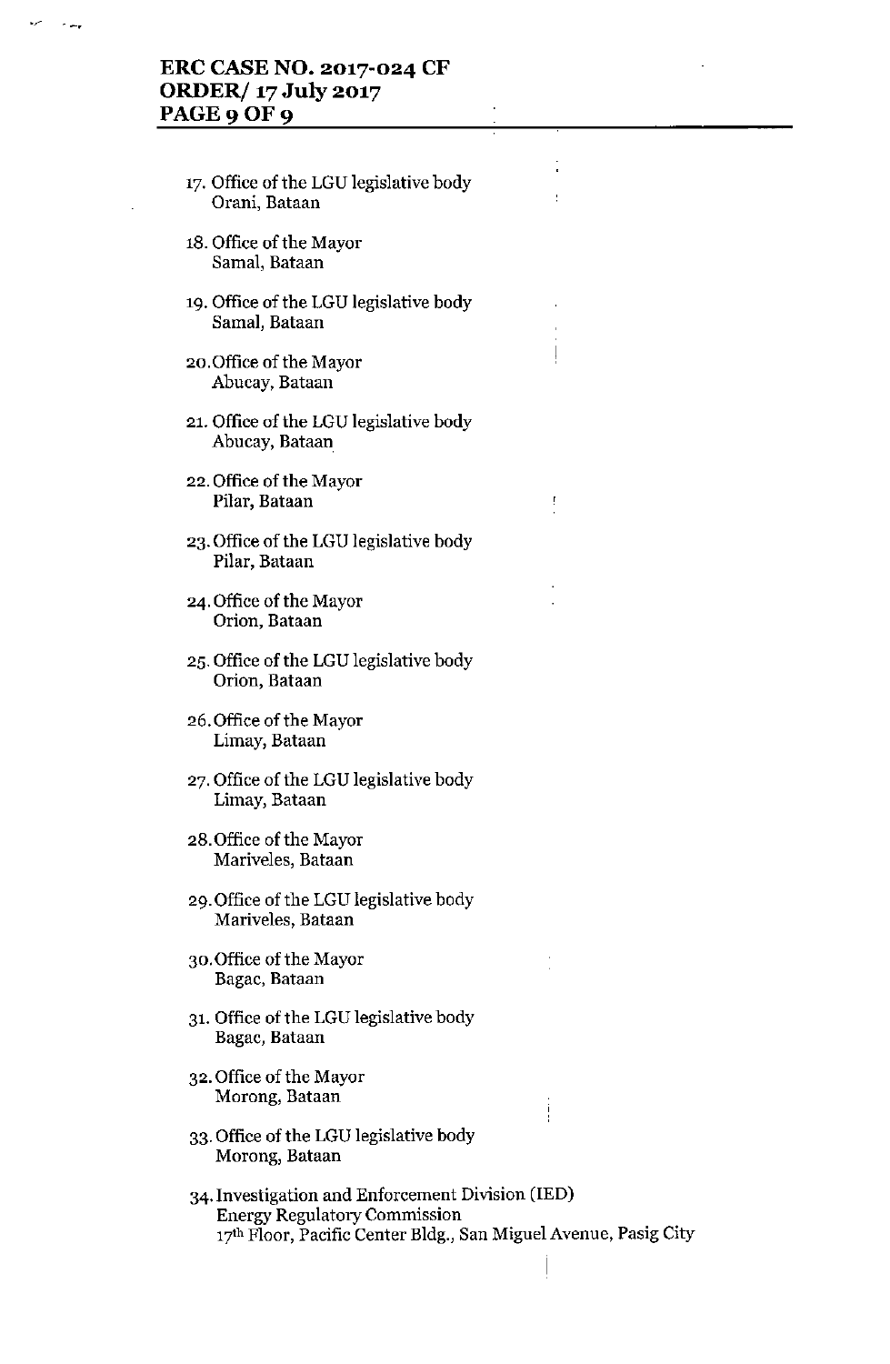17. Office of the LGU legislative body
    Orani, Bataan

18. Office of the Mayor
    Samal, Bataan

19. Office of the LGU legislative body
    Samal, Bataan

20. Office of the Mayor
    Abucay, Bataan

21. Office of the LGU legislative body
    Abucay, Bataan

22. Office of the Mayor
    Pilar, Bataan

23. Office of the LGU legislative body
    Pilar, Bataan

24. Office of the Mayor
    Orion, Bataan

25. Office of the LGU legislative body
    Orion, Bataan

26. Office of the Mayor
    Limay, Bataan

27. Office of the LGU legislative body
    Limay, Bataan

28. Office of the Mayor
    Mariveles, Bataan

29. Office of the LGU legislative body
    Mariveles, Bataan

30. Office of the Mayor
    Bagac, Bataan

31. Office of the LGU legislative body
    Bagac, Bataan

32. Office of the Mayor
    Morong, Bataan

33. Office of the LGU legislative body
    Morong, Bataan

34. Investigation and Enforcement Division (IED)
    Energy Regulatory Commission
    17th Floor, Pacific Center Bldg., San Miguel Avenue, Pasig City